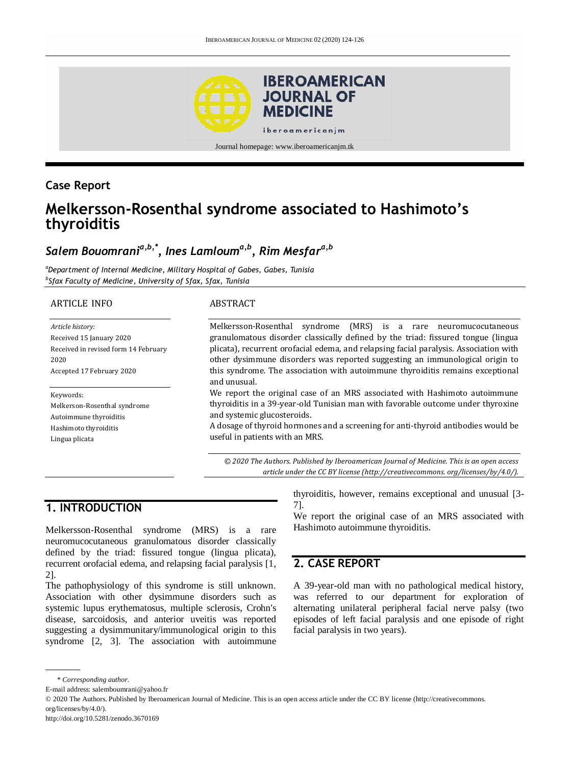## Case Report

# Melkersson-Rosenthal syndrome associated to Hashimoto's thyroiditis

*Salem Bouomrani*[a,b,*], *Ines Lamloum*[a,b], *Rim Mesfar*[a,b]

[a] *Department of Internal Medicine, Military Hospital of Gabes, Gabes, Tunisia*
[b] *Sfax Faculty of Medicine, University of Sfax, Sfax, Tunisia*

ARTICLE INFO

*Article history:*
Received 15 January 2020
Received in revised form 14 February 2020
Accepted 17 February 2020

Keywords:
Melkerson-Rosenthal syndrome
Autoimmune thyroiditis
Hashimoto thyroiditis
Lingua plicata

ABSTRACT

Melkersson-Rosenthal syndrome (MRS) is a rare neuromucocutaneous granulomatous disorder classically defined by the triad: fissured tongue (lingua plicata), recurrent orofacial edema, and relapsing facial paralysis. Association with other dysimmune disorders was reported suggesting an immunological origin to this syndrome. The association with autoimmune thyroiditis remains exceptional and unusual.

We report the original case of an MRS associated with Hashimoto autoimmune thyroiditis in a 39-year-old Tunisian man with favorable outcome under thyroxine and systemic glucosteroids.

A dosage of thyroid hormones and a screening for anti-thyroid antibodies would be useful in patients with an MRS.

*© 2020 The Authors. Published by Iberoamerican Journal of Medicine. This is an open access article under the CC BY license (http://creativecommons. org/licenses/by/4.0/).*

## 1. INTRODUCTION

Melkersson-Rosenthal syndrome (MRS) is a rare neuromucocutaneous granulomatous disorder classically defined by the triad: fissured tongue (lingua plicata), recurrent orofacial edema, and relapsing facial paralysis [1, 2].

The pathophysiology of this syndrome is still unknown. Association with other dysimmune disorders such as systemic lupus erythematosus, multiple sclerosis, Crohn's disease, sarcoidosis, and anterior uveitis was reported suggesting a dysimmunitary/immunological origin to this syndrome [2, 3]. The association with autoimmune thyroiditis, however, remains exceptional and unusual [3-7].

We report the original case of an MRS associated with Hashimoto autoimmune thyroiditis.

## 2. CASE REPORT

A 39-year-old man with no pathological medical history, was referred to our department for exploration of alternating unilateral peripheral facial nerve palsy (two episodes of left facial paralysis and one episode of right facial paralysis in two years).

\* *Corresponding author.*
E-mail address: salemboumrani@yahoo.fr
© 2020 The Authors. Published by Iberoamerican Journal of Medicine. This is an open access article under the CC BY license (http://creativecommons. org/licenses/by/4.0/).
http://doi.org/10.5281/zenodo.3670169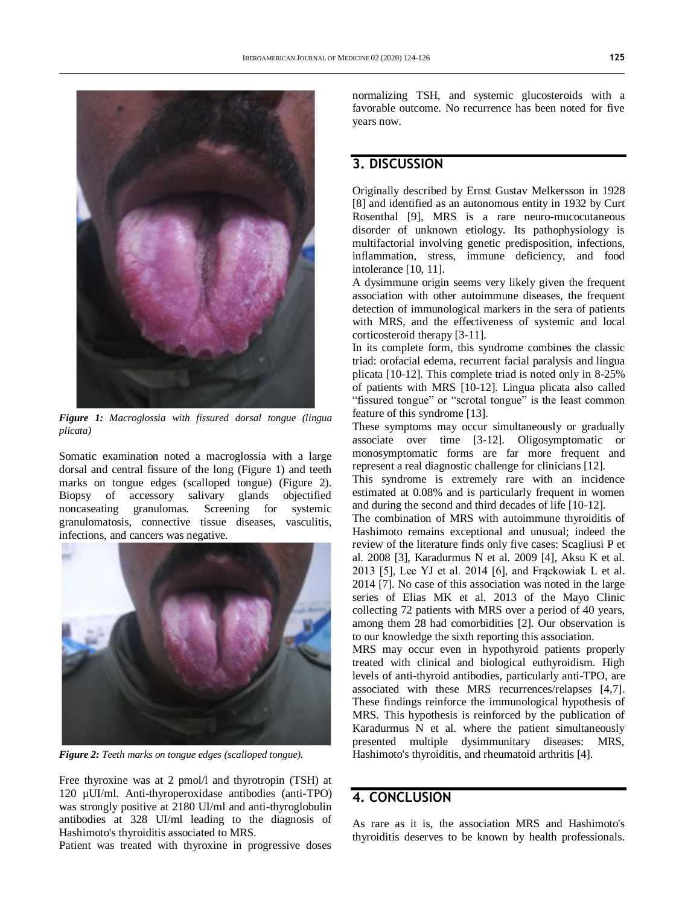*Figure 1: Macroglossia with fissured dorsal tongue (lingua plicata)*

Somatic examination noted a macroglossia with a large dorsal and central fissure of the long (Figure 1) and teeth marks on tongue edges (scalloped tongue) (Figure 2). Biopsy of accessory salivary glands objectified noncaseating granulomas. Screening for systemic granulomatosis, connective tissue diseases, vasculitis, infections, and cancers was negative.

*Figure 2: Teeth marks on tongue edges (scalloped tongue).*

Free thyroxine was at 2 pmol/l and thyrotropin (TSH) at 120 µUI/ml. Anti-thyroperoxidase antibodies (anti-TPO) was strongly positive at 2180 UI/ml and anti-thyroglobulin antibodies at 328 UI/ml leading to the diagnosis of Hashimoto's thyroiditis associated to MRS.

Patient was treated with thyroxine in progressive doses normalizing TSH, and systemic glucosteroids with a favorable outcome. No recurrence has been noted for five years now.

## 3. DISCUSSION

Originally described by Ernst Gustav Melkersson in 1928 [8] and identified as an autonomous entity in 1932 by Curt Rosenthal [9], MRS is a rare neuro-mucocutaneous disorder of unknown etiology. Its pathophysiology is multifactorial involving genetic predisposition, infections, inflammation, stress, immune deficiency, and food intolerance [10, 11].

A dysimmune origin seems very likely given the frequent association with other autoimmune diseases, the frequent detection of immunological markers in the sera of patients with MRS, and the effectiveness of systemic and local corticosteroid therapy [3-11].

In its complete form, this syndrome combines the classic triad: orofacial edema, recurrent facial paralysis and lingua plicata [10-12]. This complete triad is noted only in 8-25% of patients with MRS [10-12]. Lingua plicata also called "fissured tongue" or "scrotal tongue" is the least common feature of this syndrome [13].

These symptoms may occur simultaneously or gradually associate over time [3-12]. Oligosymptomatic or monosymptomatic forms are far more frequent and represent a real diagnostic challenge for clinicians [12].

This syndrome is extremely rare with an incidence estimated at 0.08% and is particularly frequent in women and during the second and third decades of life [10-12].

The combination of MRS with autoimmune thyroiditis of Hashimoto remains exceptional and unusual; indeed the review of the literature finds only five cases: Scagliusi P et al. 2008 [3], Karadurmus N et al. 2009 [4], Aksu K et al. 2013 [5], Lee YJ et al. 2014 [6], and Frąckowiak L et al. 2014 [7]. No case of this association was noted in the large series of Elias MK et al. 2013 of the Mayo Clinic collecting 72 patients with MRS over a period of 40 years, among them 28 had comorbidities [2]. Our observation is to our knowledge the sixth reporting this association.

MRS may occur even in hypothyroid patients properly treated with clinical and biological euthyroidism. High levels of anti-thyroid antibodies, particularly anti-TPO, are associated with these MRS recurrences/relapses [4,7]. These findings reinforce the immunological hypothesis of MRS. This hypothesis is reinforced by the publication of Karadurmus N et al. where the patient simultaneously presented multiple dysimmunitary diseases: MRS, Hashimoto's thyroiditis, and rheumatoid arthritis [4].

## 4. CONCLUSION

As rare as it is, the association MRS and Hashimoto's thyroiditis deserves to be known by health professionals.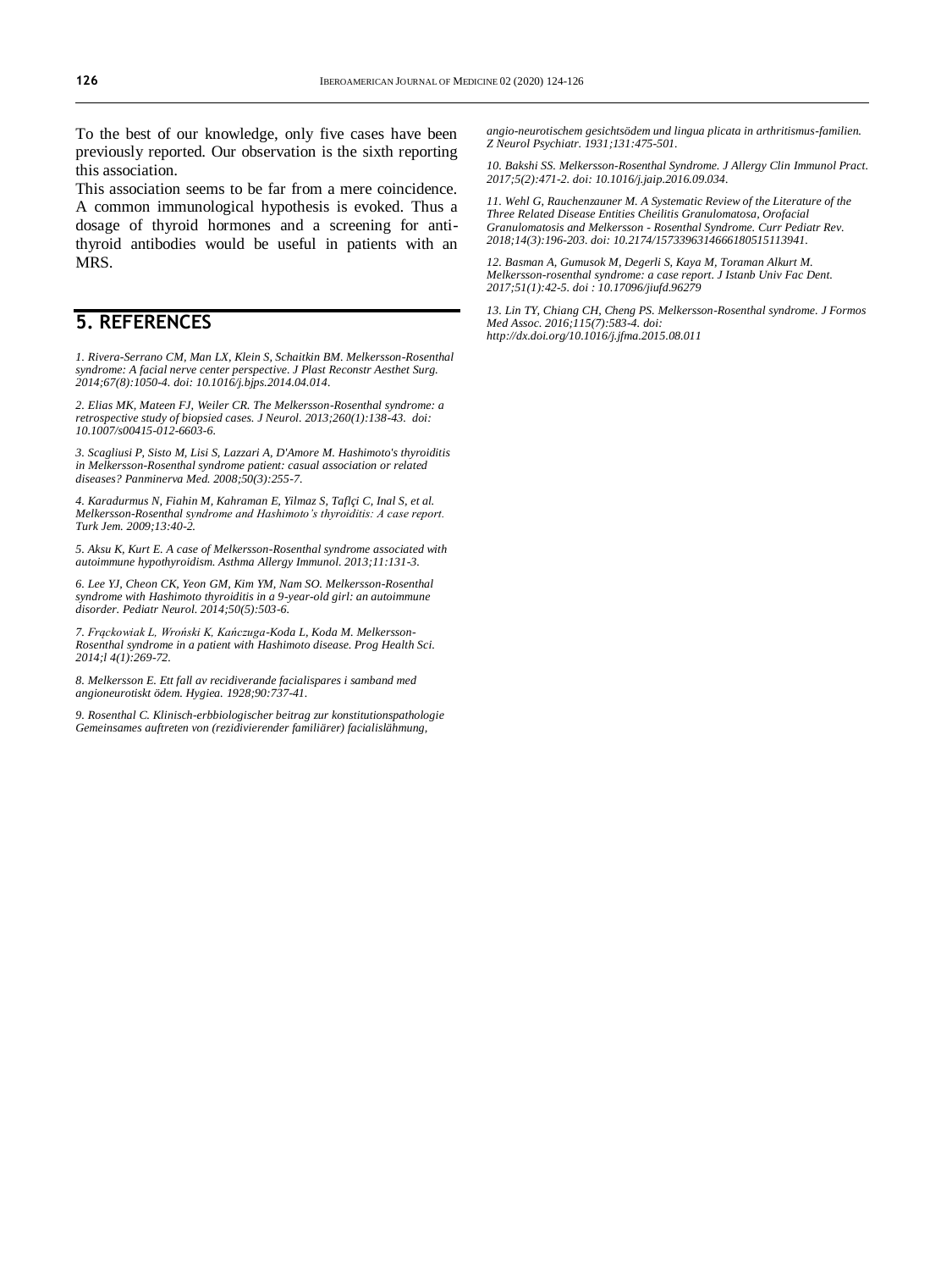To the best of our knowledge, only five cases have been previously reported. Our observation is the sixth reporting this association.

This association seems to be far from a mere coincidence. A common immunological hypothesis is evoked. Thus a dosage of thyroid hormones and a screening for anti-thyroid antibodies would be useful in patients with an MRS.

## 5. REFERENCES

*1. Rivera-Serrano CM, Man LX, Klein S, Schaitkin BM. Melkersson-Rosenthal syndrome: A facial nerve center perspective. J Plast Reconstr Aesthet Surg. 2014;67(8):1050-4. doi: 10.1016/j.bjps.2014.04.014.*

*2. Elias MK, Mateen FJ, Weiler CR. The Melkersson-Rosenthal syndrome: a retrospective study of biopsied cases. J Neurol. 2013;260(1):138-43. doi: 10.1007/s00415-012-6603-6.*

*3. Scagliusi P, Sisto M, Lisi S, Lazzari A, D'Amore M. Hashimoto's thyroiditis in Melkersson-Rosenthal syndrome patient: casual association or related diseases? Panminerva Med. 2008;50(3):255-7.*

*4. Karadurmus N, Fiahin M, Kahraman E, Yilmaz S, Taflçi C, Inal S, et al. Melkersson-Rosenthal syndrome and Hashimoto's thyroiditis: A case report. Turk Jem. 2009;13:40-2.*

*5. Aksu K, Kurt E. A case of Melkersson-Rosenthal syndrome associated with autoimmune hypothyroidism. Asthma Allergy Immunol. 2013;11:131-3.*

*6. Lee YJ, Cheon CK, Yeon GM, Kim YM, Nam SO. Melkersson-Rosenthal syndrome with Hashimoto thyroiditis in a 9-year-old girl: an autoimmune disorder. Pediatr Neurol. 2014;50(5):503-6.*

*7. Frąckowiak L, Wroński K, Kańczuga-Koda L, Koda M. Melkersson-Rosenthal syndrome in a patient with Hashimoto disease. Prog Health Sci. 2014;l 4(1):269-72.*

*8. Melkersson E. Ett fall av recidiverande facialispares i samband med angioneurotiskt ödem. Hygiea. 1928;90:737-41.*

*9. Rosenthal C. Klinisch-erbbiologischer beitrag zur konstitutionspathologie Gemeinsames auftreten von (rezidivierender familiärer) facialislähmung, angio-neurotischem gesichtsödem und lingua plicata in arthritismus-familien. Z Neurol Psychiatr. 1931;131:475-501.*

*10. Bakshi SS. Melkersson-Rosenthal Syndrome. J Allergy Clin Immunol Pract. 2017;5(2):471-2. doi: 10.1016/j.jaip.2016.09.034.*

*11. Wehl G, Rauchenzauner M. A Systematic Review of the Literature of the Three Related Disease Entities Cheilitis Granulomatosa, Orofacial Granulomatosis and Melkersson - Rosenthal Syndrome. Curr Pediatr Rev. 2018;14(3):196-203. doi: 10.2174/1573396314666180515113941.*

*12. Basman A, Gumusok M, Degerli S, Kaya M, Toraman Alkurt M. Melkersson-rosenthal syndrome: a case report. J Istanb Univ Fac Dent. 2017;51(1):42-5. doi : 10.17096/jiufd.96279*

*13. Lin TY, Chiang CH, Cheng PS. Melkersson-Rosenthal syndrome. J Formos Med Assoc. 2016;115(7):583-4. doi: http://dx.doi.org/10.1016/j.jfma.2015.08.011*